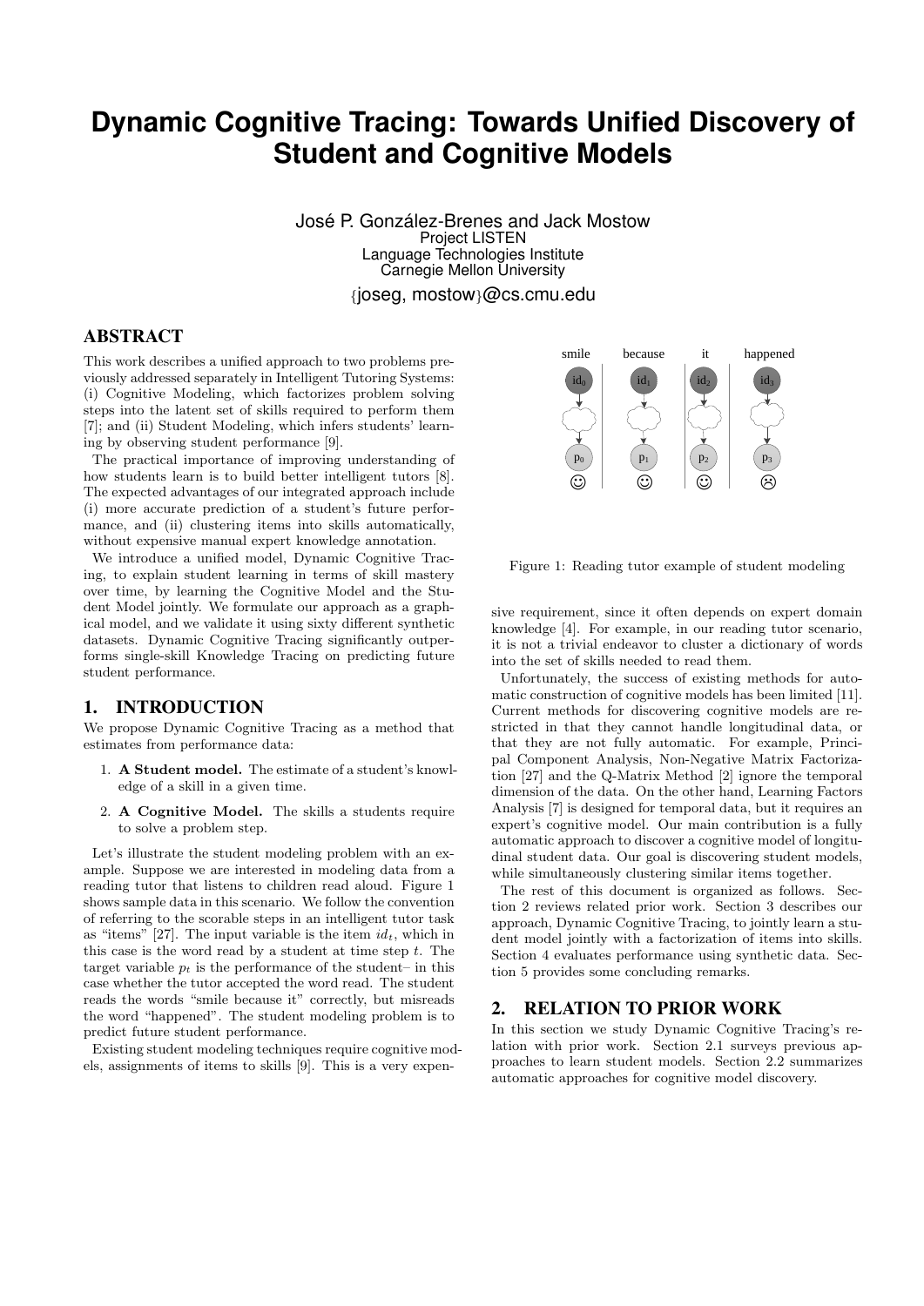# Dynamic Cognitive Tracing: Towards Unified Discovery of Student and Cognitive Models

José P. González-Brenes and Jack Mostow
Project LISTEN
Language Technologies Institute
Carnegie Mellon University
{joseg, mostow}@cs.cmu.edu

## ABSTRACT

This work describes a unified approach to two problems previously addressed separately in Intelligent Tutoring Systems: (i) Cognitive Modeling, which factorizes problem solving steps into the latent set of skills required to perform them [7]; and (ii) Student Modeling, which infers students' learning by observing student performance [9].

The practical importance of improving understanding of how students learn is to build better intelligent tutors [8]. The expected advantages of our integrated approach include (i) more accurate prediction of a student's future performance, and (ii) clustering items into skills automatically, without expensive manual expert knowledge annotation.

We introduce a unified model, Dynamic Cognitive Tracing, to explain student learning in terms of skill mastery over time, by learning the Cognitive Model and the Student Model jointly. We formulate our approach as a graphical model, and we validate it using sixty different synthetic datasets. Dynamic Cognitive Tracing significantly outperforms single-skill Knowledge Tracing on predicting future student performance.

## 1. INTRODUCTION

We propose Dynamic Cognitive Tracing as a method that estimates from performance data:

1. **A Student model.** The estimate of a student's knowledge of a skill in a given time.
2. **A Cognitive Model.** The skills a students require to solve a problem step.

Let's illustrate the student modeling problem with an example. Suppose we are interested in modeling data from a reading tutor that listens to children read aloud. Figure 1 shows sample data in this scenario. We follow the convention of referring to the scorable steps in an intelligent tutor task as "items" [27]. The input variable is the item $id_t$, which in this case is the word read by a student at time step $t$. The target variable $p_t$ is the performance of the student– in this case whether the tutor accepted the word read. The student reads the words "smile because it" correctly, but misreads the word "happened". The student modeling problem is to predict future student performance.

Existing student modeling techniques require cognitive models, assignments of items to skills [9]. This is a very expensive requirement, since it often depends on expert domain knowledge [4]. For example, in our reading tutor scenario, it is not a trivial endeavor to cluster a dictionary of words into the set of skills needed to read them.

Figure 1: Reading tutor example of student modeling

Unfortunately, the success of existing methods for automatic construction of cognitive models has been limited [11]. Current methods for discovering cognitive models are restricted in that they cannot handle longitudinal data, or that they are not fully automatic. For example, Principal Component Analysis, Non-Negative Matrix Factorization [27] and the Q-Matrix Method [2] ignore the temporal dimension of the data. On the other hand, Learning Factors Analysis [7] is designed for temporal data, but it requires an expert's cognitive model. Our main contribution is a fully automatic approach to discover a cognitive model of longitudinal student data. Our goal is discovering student models, while simultaneously clustering similar items together.

The rest of this document is organized as follows. Section 2 reviews related prior work. Section 3 describes our approach, Dynamic Cognitive Tracing, to jointly learn a student model jointly with a factorization of items into skills. Section 4 evaluates performance using synthetic data. Section 5 provides some concluding remarks.

## 2. RELATION TO PRIOR WORK

In this section we study Dynamic Cognitive Tracing's relation with prior work. Section 2.1 surveys previous approaches to learn student models. Section 2.2 summarizes automatic approaches for cognitive model discovery.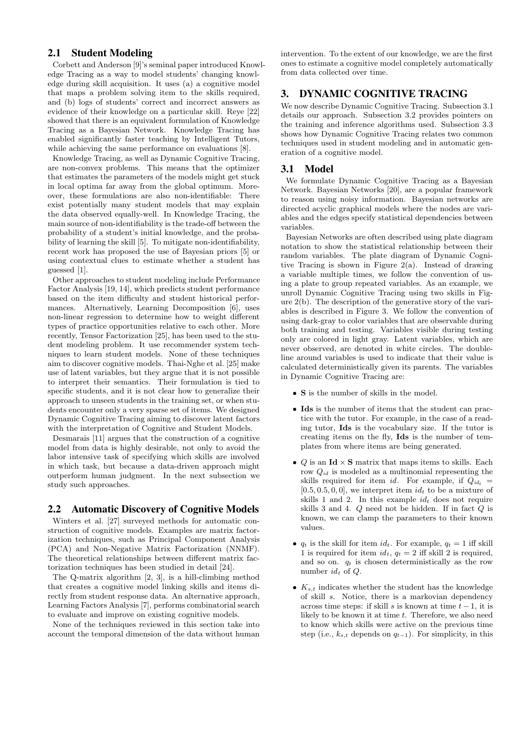## 2.1 Student Modeling

Corbett and Anderson [9]'s seminal paper introduced Knowledge Tracing as a way to model students' changing knowledge during skill acquisition. It uses (a) a cognitive model that maps a problem solving item to the skills required, and (b) logs of students' correct and incorrect answers as evidence of their knowledge on a particular skill. Reye [22] showed that there is an equivalent formulation of Knowledge Tracing as a Bayesian Network. Knowledge Tracing has enabled significantly faster teaching by Intelligent Tutors, while achieving the same performance on evaluations [8].

Knowledge Tracing, as well as Dynamic Cognitive Tracing, are non-convex problems. This means that the optimizer that estimates the parameters of the models might get stuck in local optima far away from the global optimum. Moreover, these formulations are also non-identifiable: There exist potentially many student models that may explain the data observed equally-well. In Knowledge Tracing, the main source of non-identifiability is the trade-off between the probability of a student's initial knowledge, and the probability of learning the skill [5]. To mitigate non-identifiability, recent work has proposed the use of Bayesian priors [5] or using contextual clues to estimate whether a student has guessed [1].

Other approaches to student modeling include Performance Factor Analysis [19, 14], which predicts student performance based on the item difficulty and student historical performances. Alternatively, Learning Decomposition [6], uses non-linear regression to determine how to weight different types of practice opportunities relative to each other. More recently, Tensor Factorization [25], has been used to the student modeling problem. It use recommender system techniques to learn student models. None of these techniques aim to discover cognitive models. Thai-Nghe et al. [25] make use of latent variables, but they argue that it is not possible to interpret their semantics. Their formulation is tied to specific students, and it is not clear how to generalize their approach to unseen students in the training set, or when students encounter only a very sparse set of items. We designed Dynamic Cognitive Tracing aiming to discover latent factors with the interpretation of Cognitive and Student Models.

Desmarais [11] argues that the construction of a cognitive model from data is highly desirable, not only to avoid the labor intensive task of specifying which skills are involved in which task, but because a data-driven approach might outperform human judgment. In the next subsection we study such approaches.

## 2.2 Automatic Discovery of Cognitive Models

Winters et al. [27] surveyed methods for automatic construction of cognitive models. Examples are matrix factorization techniques, such as Principal Component Analysis (PCA) and Non-Negative Matrix Factorization (NNMF). The theoretical relationships between different matrix factorization techniques has been studied in detail [24].

The Q-matrix algorithm [2, 3], is a hill-climbing method that creates a cognitive model linking skills and items directly from student response data. An alternative approach, Learning Factors Analysis [7], performs combinatorial search to evaluate and improve on existing cognitive models.

None of the techniques reviewed in this section take into account the temporal dimension of the data without human intervention. To the extent of our knowledge, we are the first ones to estimate a cognitive model completely automatically from data collected over time.

# 3. DYNAMIC COGNITIVE TRACING

We now describe Dynamic Cognitive Tracing. Subsection 3.1 details our approach. Subsection 3.2 provides pointers on the training and inference algorithms used. Subsection 3.3 shows how Dynamic Cognitive Tracing relates two common techniques used in student modeling and in automatic generation of a cognitive model.

## 3.1 Model

We formulate Dynamic Cognitive Tracing as a Bayesian Network. Bayesian Networks [20], are a popular framework to reason using noisy information. Bayesian networks are directed acyclic graphical models where the nodes are variables and the edges specify statistical dependencies between variables.

Bayesian Networks are often described using plate diagram notation to show the statistical relationship between their random variables. The plate diagram of Dynamic Cognitive Tracing is shown in Figure 2(a). Instead of drawing a variable multiple times, we follow the convention of using a plate to group repeated variables. As an example, we unroll Dynamic Cognitive Tracing using two skills in Figure 2(b). The description of the generative story of the variables is described in Figure 3. We follow the convention of using dark-gray to color variables that are observable during both training and testing. Variables visible during testing only are colored in light gray. Latent variables, which are never observed, are denoted in white circles. The double-line around variables is used to indicate that their value is calculated deterministically given its parents. The variables in Dynamic Cognitive Tracing are:

- **S** is the number of skills in the model.
- **Ids** is the number of items that the student can practice with the tutor. For example, in the case of a reading tutor, **Ids** is the vocabulary size. If the tutor is creating items on the fly, **Ids** is the number of templates from where items are being generated.
- $Q$ is an $\mathbf{Id} \times \mathbf{S}$ matrix that maps items to skills. Each row $Q_{id}$ is modeled as a multinomial representing the skills required for item $id$. For example, if $Q_{id_t} = [0.5, 0.5, 0, 0]$, we interpret item $id_t$ to be a mixture of skills 1 and 2. In this example $id_t$ does not require skills 3 and 4. $Q$ need not be hidden. If in fact $Q$ is known, we can clamp the parameters to their known values.
- $q_t$ is the skill for item $id_t$. For example, $q_t = 1$ iff skill 1 is required for item $id_t$, $q_t = 2$ iff skill 2 is required, and so on. $q_t$ is chosen deterministically as the row number $id_t$ of $Q$.
- $K_{s,t}$ indicates whether the student has the knowledge of skill $s$. Notice, there is a markovian dependency across time steps: if skill $s$ is known at time $t-1$, it is likely to be known it at time $t$. Therefore, we also need to know which skills were active on the previous time step (i.e., $k_{s,t}$ depends on $q_{t-1}$). For simplicity, in this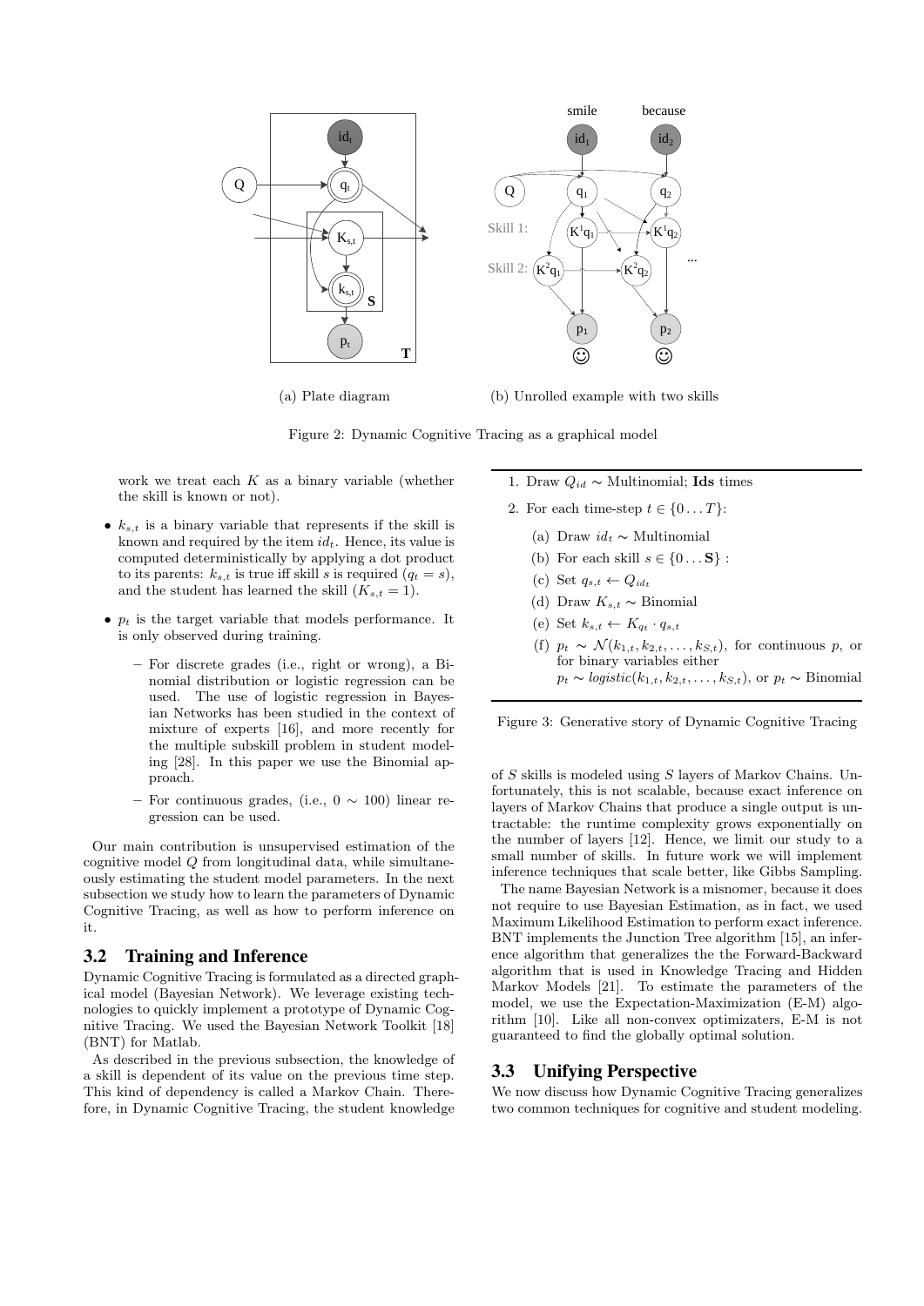(a) Plate diagram

(b) Unrolled example with two skills

Figure 2: Dynamic Cognitive Tracing as a graphical model

work we treat each $K$ as a binary variable (whether the skill is known or not).

- $k_{s,t}$ is a binary variable that represents if the skill is known and required by the item $id_t$. Hence, its value is computed deterministically by applying a dot product to its parents: $k_{s,t}$ is true iff skill $s$ is required ($q_t = s$), and the student has learned the skill ($K_{s,t} = 1$).
- $p_t$ is the target variable that models performance. It is only observed during training.
  - For discrete grades (i.e., right or wrong), a Binomial distribution or logistic regression can be used. The use of logistic regression in Bayesian Networks has been studied in the context of mixture of experts [16], and more recently for the multiple subskill problem in student modeling [28]. In this paper we use the Binomial approach.
  - For continuous grades, (i.e., $0 \sim 100$) linear regression can be used.

Our main contribution is unsupervised estimation of the cognitive model $Q$ from longitudinal data, while simultaneously estimating the student model parameters. In the next subsection we study how to learn the parameters of Dynamic Cognitive Tracing, as well as how to perform inference on it.

1. Draw $Q_{id} \sim$ Multinomial; **Ids** times
2. For each time-step $t \in \{0 \dots T\}$:
   (a) Draw $id_t \sim$ Multinomial
   (b) For each skill $s \in \{0 \dots \mathbf{S}\}$ :
   (c) Set $q_{s,t} \leftarrow Q_{id_t}$
   (d) Draw $K_{s,t} \sim$ Binomial
   (e) Set $k_{s,t} \leftarrow K_{q_t} \cdot q_{s,t}$
   (f) $p_t \sim \mathcal{N}(k_{1,t}, k_{2,t}, \dots, k_{S,t})$, for continuous $p$, or for binary variables either
   $p_t \sim logistic(k_{1,t}, k_{2,t}, \dots, k_{S,t})$, or $p_t \sim$ Binomial

Figure 3: Generative story of Dynamic Cognitive Tracing

## 3.2 Training and Inference

Dynamic Cognitive Tracing is formulated as a directed graphical model (Bayesian Network). We leverage existing technologies to quickly implement a prototype of Dynamic Cognitive Tracing. We used the Bayesian Network Toolkit [18] (BNT) for Matlab.

As described in the previous subsection, the knowledge of a skill is dependent of its value on the previous time step. This kind of dependency is called a Markov Chain. Therefore, in Dynamic Cognitive Tracing, the student knowledge of $S$ skills is modeled using $S$ layers of Markov Chains. Unfortunately, this is not scalable, because exact inference on layers of Markov Chains that produce a single output is untractable: the runtime complexity grows exponentially on the number of layers [12]. Hence, we limit our study to a small number of skills. In future work we will implement inference techniques that scale better, like Gibbs Sampling.

The name Bayesian Network is a misnomer, because it does not require to use Bayesian Estimation, as in fact, we used Maximum Likelihood Estimation to perform exact inference. BNT implements the Junction Tree algorithm [15], an inference algorithm that generalizes the the Forward-Backward algorithm that is used in Knowledge Tracing and Hidden Markov Models [21]. To estimate the parameters of the model, we use the Expectation-Maximization (E-M) algorithm [10]. Like all non-convex optimizaters, E-M is not guaranteed to find the globally optimal solution.

## 3.3 Unifying Perspective

We now discuss how Dynamic Cognitive Tracing generalizes two common techniques for cognitive and student modeling.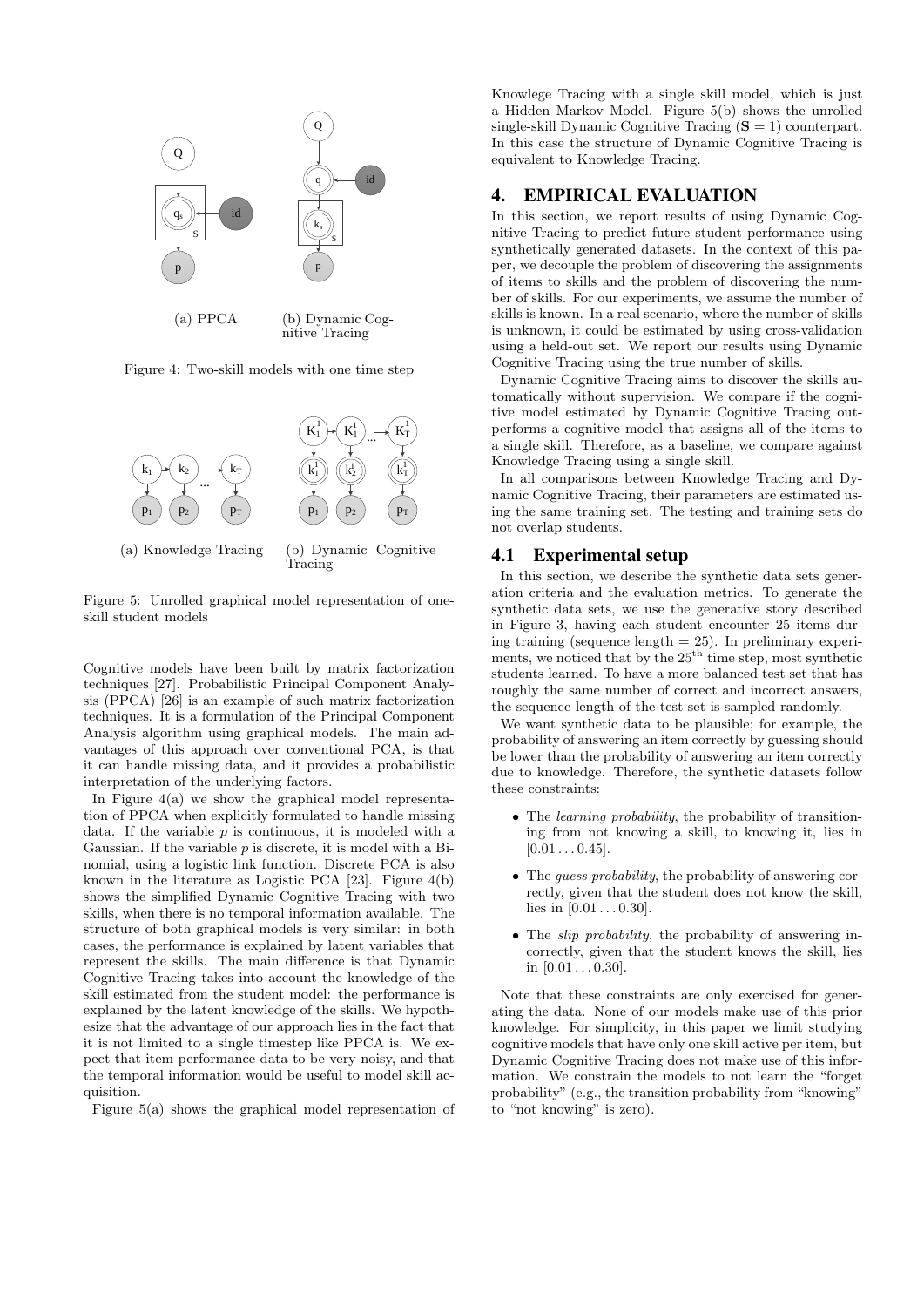(a) PPCA

(b) Dynamic Cognitive Tracing

Figure 4: Two-skill models with one time step

(a) Knowledge Tracing

(b) Dynamic Cognitive Tracing

Figure 5: Unrolled graphical model representation of one-skill student models

Cognitive models have been built by matrix factorization techniques [27]. Probabilistic Principal Component Analysis (PPCA) [26] is an example of such matrix factorization techniques. It is a formulation of the Principal Component Analysis algorithm using graphical models. The main advantages of this approach over conventional PCA, is that it can handle missing data, and it provides a probabilistic interpretation of the underlying factors.

In Figure 4(a) we show the graphical model representation of PPCA when explicitly formulated to handle missing data. If the variable $p$ is continuous, it is modeled with a Gaussian. If the variable $p$ is discrete, it is model with a Binomial, using a logistic link function. Discrete PCA is also known in the literature as Logistic PCA [23]. Figure 4(b) shows the simplified Dynamic Cognitive Tracing with two skills, when there is no temporal information available. The structure of both graphical models is very similar: in both cases, the performance is explained by latent variables that represent the skills. The main difference is that Dynamic Cognitive Tracing takes into account the knowledge of the skill estimated from the student model: the performance is explained by the latent knowledge of the skills. We hypothesize that the advantage of our approach lies in the fact that it is not limited to a single timestep like PPCA is. We expect that item-performance data to be very noisy, and that the temporal information would be useful to model skill acquisition.

Figure 5(a) shows the graphical model representation of Knowlege Tracing with a single skill model, which is just a Hidden Markov Model. Figure 5(b) shows the unrolled single-skill Dynamic Cognitive Tracing ($\mathbf{S} = 1$) counterpart. In this case the structure of Dynamic Cognitive Tracing is equivalent to Knowledge Tracing.

## 4. EMPIRICAL EVALUATION

In this section, we report results of using Dynamic Cognitive Tracing to predict future student performance using synthetically generated datasets. In the context of this paper, we decouple the problem of discovering the assignments of items to skills and the problem of discovering the number of skills. For our experiments, we assume the number of skills is known. In a real scenario, where the number of skills is unknown, it could be estimated by using cross-validation using a held-out set. We report our results using Dynamic Cognitive Tracing using the true number of skills.

Dynamic Cognitive Tracing aims to discover the skills automatically without supervision. We compare if the cognitive model estimated by Dynamic Cognitive Tracing outperforms a cognitive model that assigns all of the items to a single skill. Therefore, as a baseline, we compare against Knowledge Tracing using a single skill.

In all comparisons between Knowledge Tracing and Dynamic Cognitive Tracing, their parameters are estimated using the same training set. The testing and training sets do not overlap students.

### 4.1 Experimental setup

In this section, we describe the synthetic data sets generation criteria and the evaluation metrics. To generate the synthetic data sets, we use the generative story described in Figure 3, having each student encounter 25 items during training (sequence length = 25). In preliminary experiments, we noticed that by the 25$^{\text{th}}$ time step, most synthetic students learned. To have a more balanced test set that has roughly the same number of correct and incorrect answers, the sequence length of the test set is sampled randomly.

We want synthetic data to be plausible; for example, the probability of answering an item correctly by guessing should be lower than the probability of answering an item correctly due to knowledge. Therefore, the synthetic datasets follow these constraints:

- The *learning probability*, the probability of transitioning from not knowing a skill, to knowing it, lies in $[0.01 \ldots 0.45]$.
- The *guess probability*, the probability of answering correctly, given that the student does not know the skill, lies in $[0.01 \ldots 0.30]$.
- The *slip probability*, the probability of answering incorrectly, given that the student knows the skill, lies in $[0.01 \ldots 0.30]$.

Note that these constraints are only exercised for generating the data. None of our models make use of this prior knowledge. For simplicity, in this paper we limit studying cognitive models that have only one skill active per item, but Dynamic Cognitive Tracing does not make use of this information. We constrain the models to not learn the "forget probability" (e.g., the transition probability from "knowing" to "not knowing" is zero).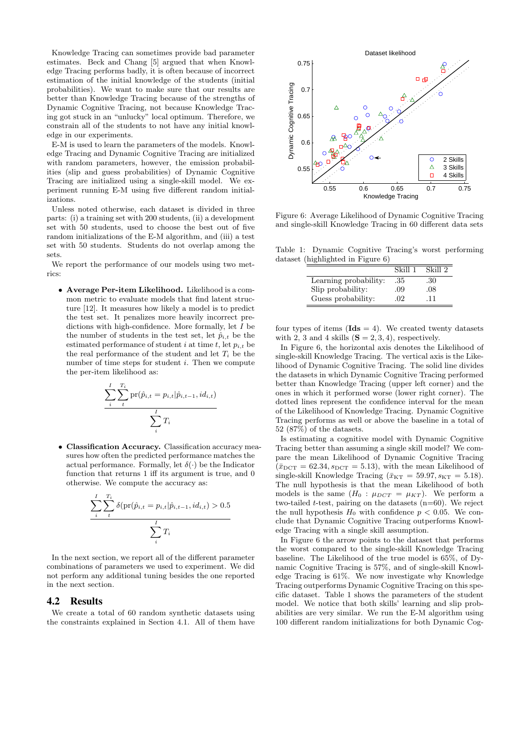Knowledge Tracing can sometimes provide bad parameter estimates. Beck and Chang [5] argued that when Knowledge Tracing performs badly, it is often because of incorrect estimation of the initial knowledge of the students (initial probabilities). We want to make sure that our results are better than Knowledge Tracing because of the strengths of Dynamic Cognitive Tracing, not because Knowledge Tracing got stuck in an "unlucky" local optimum. Therefore, we constrain all of the students to not have any initial knowledge in our experiments.

E-M is used to learn the parameters of the models. Knowledge Tracing and Dynamic Cognitive Tracing are initialized with random parameters, however, the emission probabilities (slip and guess probabilities) of Dynamic Cognitive Tracing are initialized using a single-skill model. We experiment running E-M using five different random initializations.

Unless noted otherwise, each dataset is divided in three parts: (i) a training set with 200 students, (ii) a development set with 50 students, used to choose the best out of five random initializations of the E-M algorithm, and (iii) a test set with 50 students. Students do not overlap among the sets.

We report the performance of our models using two metrics:

- **Average Per-item Likelihood.** Likelihood is a common metric to evaluate models that find latent structure [12]. It measures how likely a model is to predict the test set. It penalizes more heavily incorrect predictions with high-confidence. More formally, let $I$ be the number of students in the test set, let $\hat{p}_{i,t}$ be the estimated performance of student $i$ at time $t$, let $p_{i,t}$ be the real performance of the student and let $T_i$ be the number of time steps for student $i$. Then we compute the per-item likelihood as:

$$\frac{\sum_{i}^{I}\sum_{t}^{T_i} \text{pr}(\hat{p}_{i,t} = p_{i,t} | \hat{p}_{i,t-1}, id_{i,t})}{\sum_{i}^{I} T_i}$$

- **Classification Accuracy.** Classification accuracy measures how often the predicted performance matches the actual performance. Formally, let $\delta(\cdot)$ be the Indicator function that returns 1 iff its argument is true, and 0 otherwise. We compute the accuracy as:

$$\frac{\sum_{i}^{I}\sum_{t}^{T_i} \delta(\text{pr}(\hat{p}_{i,t} = p_{i,t} | \hat{p}_{i,t-1}, id_{i,t}) > 0.5}{\sum_{i}^{I} T_i}$$

In the next section, we report all of the different parameter combinations of parameters we used to experiment. We did not perform any additional tuning besides the one reported in the next section.

## 4.2 Results

We create a total of 60 random synthetic datasets using the constraints explained in Section 4.1. All of them have four types of items (**Ids** = 4). We created twenty datasets with 2, 3 and 4 skills (**S** = 2, 3, 4), respectively.

Figure 6: Average Likelihood of Dynamic Cognitive Tracing and single-skill Knowledge Tracing in 60 different data sets

Table 1: Dynamic Cognitive Tracing's worst performing dataset (highlighted in Figure 6)

| | Skill 1 | Skill 2 |
|---|---|---|
| Learning probability: | .35 | .30 |
| Slip probability: | .09 | .08 |
| Guess probability: | .02 | .11 |

In Figure 6, the horizontal axis denotes the Likelihood of single-skill Knowledge Tracing. The vertical axis is the Likelihood of Dynamic Cognitive Tracing. The solid line divides the datasets in which Dynamic Cognitive Tracing performed better than Knowledge Tracing (upper left corner) and the ones in which it performed worse (lower right corner). The dotted lines represent the confidence interval for the mean of the Likelihood of Knowledge Tracing. Dynamic Cognitive Tracing performs as well or above the baseline in a total of 52 (87%) of the datasets.

Is estimating a cognitive model with Dynamic Cognitive Tracing better than assuming a single skill model? We compare the mean Likelihood of Dynamic Cognitive Tracing ($\bar{x}_{\text{DCT}} = 62.34, s_{\text{DCT}} = 5.13$), with the mean Likelihood of single-skill Knowledge Tracing ($\bar{x}_{\text{KT}} = 59.97, s_{\text{KT}} = 5.18$). The null hypothesis is that the mean Likelihood of both models is the same ($H_0 : \mu_{DCT} = \mu_{KT}$). We perform a two-tailed $t$-test, pairing on the datasets (n=60). We reject the null hypothesis $H_0$ with confidence $p < 0.05$. We conclude that Dynamic Cognitive Tracing outperforms Knowledge Tracing with a single skill assumption.

In Figure 6 the arrow points to the dataset that performs the worst compared to the single-skill Knowledge Tracing baseline. The Likelihood of the true model is 65%, of Dynamic Cognitive Tracing is 57%, and of single-skill Knowledge Tracing is 61%. We now investigate why Knowledge Tracing outperforms Dynamic Cognitive Tracing on this specific dataset. Table 1 shows the parameters of the student model. We notice that both skills' learning and slip probabilities are very similar. We run the E-M algorithm using 100 different random initializations for both Dynamic Cog-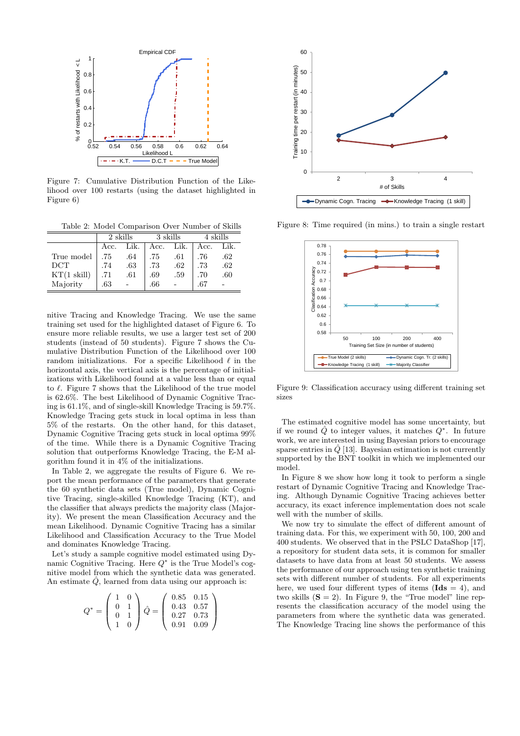Figure 7: Cumulative Distribution Function of the Likelihood over 100 restarts (using the dataset highlighted in Figure 6)

Table 2: Model Comparison Over Number of Skills

| | 2 skills | | 3 skills | | 4 skills | |
|---|---|---|---|---|---|---|
| | Acc. | Lik. | Acc. | Lik. | Acc. | Lik. |
| True model | .75 | .64 | .75 | .61 | .76 | .62 |
| DCT | .74 | .63 | .73 | .62 | .73 | .62 |
| KT(1 skill) | .71 | .61 | .69 | .59 | .70 | .60 |
| Majority | .63 | - | .66 | - | .67 | - |

nitive Tracing and Knowledge Tracing. We use the same training set used for the highlighted dataset of Figure 6. To ensure more reliable results, we use a larger test set of 200 students (instead of 50 students). Figure 7 shows the Cumulative Distribution Function of the Likelihood over 100 random initializations. For a specific Likelihood $\ell$ in the horizontal axis, the vertical axis is the percentage of initializations with Likelihood found at a value less than or equal to $\ell$. Figure 7 shows that the Likelihood of the true model is 62.6%. The best Likelihood of Dynamic Cognitive Tracing is 61.1%, and of single-skill Knowledge Tracing is 59.7%. Knowledge Tracing gets stuck in local optima in less than 5% of the restarts. On the other hand, for this dataset, Dynamic Cognitive Tracing gets stuck in local optima 99% of the time. While there is a Dynamic Cognitive Tracing solution that outperforms Knowledge Tracing, the E-M algorithm found it in 4% of the initializations.

In Table 2, we aggregate the results of Figure 6. We report the mean performance of the parameters that generate the 60 synthetic data sets (True model), Dynamic Cognitive Tracing, single-skilled Knowledge Tracing (KT), and the classifier that always predicts the majority class (Majority). We present the mean Classification Accuracy and the mean Likelihood. Dynamic Cognitive Tracing has a similar Likelihood and Classification Accuracy to the True Model and dominates Knowledge Tracing.

Let's study a sample cognitive model estimated using Dynamic Cognitive Tracing. Here $Q^*$ is the True Model's cognitive model from which the synthetic data was generated. An estimate $\hat{Q}$, learned from data using our approach is:

$$Q^* = \begin{pmatrix} 1 & 0 \\ 0 & 1 \\ 0 & 1 \\ 1 & 0 \end{pmatrix} \hat{Q} = \begin{pmatrix} 0.85 & 0.15 \\ 0.43 & 0.57 \\ 0.27 & 0.73 \\ 0.91 & 0.09 \end{pmatrix}$$

Figure 8: Time required (in mins.) to train a single restart

Figure 9: Classification accuracy using different training set sizes

The estimated cognitive model has some uncertainty, but if we round $\hat{Q}$ to integer values, it matches $Q^*$. In future work, we are interested in using Bayesian priors to encourage sparse entries in $\hat{Q}$ [13]. Bayesian estimation is not currently supported by the BNT toolkit in which we implemented our model.

In Figure 8 we show how long it took to perform a single restart of Dynamic Cognitive Tracing and Knowledge Tracing. Although Dynamic Cognitive Tracing achieves better accuracy, its exact inference implementation does not scale well with the number of skills.

We now try to simulate the effect of different amount of training data. For this, we experiment with 50, 100, 200 and 400 students. We observed that in the PSLC DataShop [17], a repository for student data sets, it is common for smaller datasets to have data from at least 50 students. We assess the performance of our approach using ten synthetic training sets with different number of students. For all experiments here, we used four different types of items (**Ids** = 4), and two skills (**S** = 2). In Figure 9, the "True model" line represents the classification accuracy of the model using the parameters from where the synthetic data was generated. The Knowledge Tracing line shows the performance of this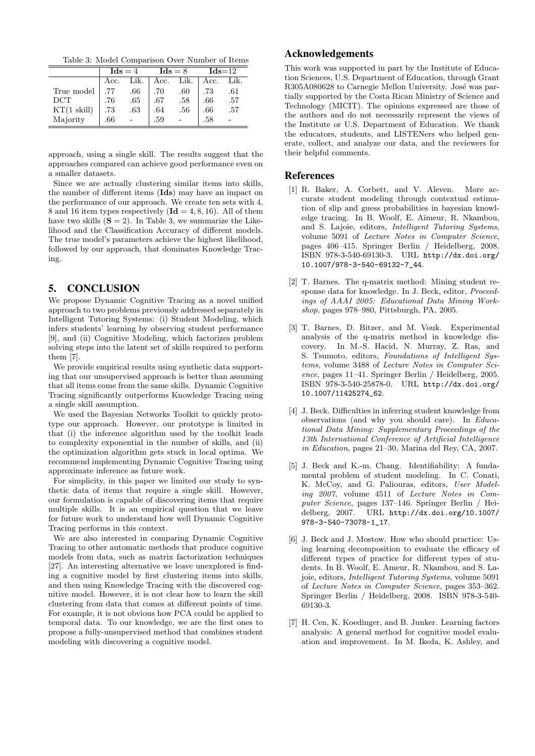Table 3: Model Comparison Over Number of Items

| | **Ids** = 4 | | **Ids** = 8 | | **Ids**=12 | |
|---|---|---|---|---|---|---|
| | Acc. | Lik. | Acc. | Lik. | Acc. | Lik. |
| True model | .77 | .66 | .70 | .60 | .73 | .61 |
| DCT | .76 | .65 | .67 | .58 | .66 | .57 |
| KT(1 skill) | .73 | .63 | .64 | .56 | .66 | .57 |
| Majority | .66 | - | .59 | - | .58 | - |

approach, using a single skill. The results suggest that the approaches compared can achieve good performance even on a smaller datasets.

Since we are actually clustering similar items into skills, the number of different items (**Ids**) may have an impact on the performance of our approach. We create ten sets with 4, 8 and 16 item types respectively (**Id** $= 4, 8, 16$). All of them have two skills (**S** $= 2$). In Table 3, we summarize the Likelihood and the Classification Accuracy of different models. The true model's parameters achieve the highest likelihood, followed by our approach, that dominates Knowledge Tracing.

## 5. CONCLUSION

We propose Dynamic Cognitive Tracing as a novel unified approach to two problems previously addressed separately in Intelligent Tutoring Systems: (i) Student Modeling, which infers students' learning by observing student performance [9], and (ii) Cognitive Modeling, which factorizes problem solving steps into the latent set of skills required to perform them [7].

We provide empirical results using synthetic data supporting that our unsupervised approach is better than assuming that all items come from the same skills. Dynamic Cognitive Tracing significantly outperforms Knowledge Tracing using a single skill assumption.

We used the Bayesian Networks Toolkit to quickly prototype our approach. However, our prototype is limited in that (i) the inference algorithm used by the toolkit leads to complexity exponential in the number of skills, and (ii) the optimization algorithm gets stuck in local optima. We recommend implementing Dynamic Cognitive Tracing using approximate inference as future work.

For simplicity, in this paper we limited our study to synthetic data of items that require a single skill. However, our formulation is capable of discovering items that require multiple skills. It is an empirical question that we leave for future work to understand how well Dynamic Cognitive Tracing performs in this context.

We are also interested in comparing Dynamic Cognitive Tracing to other automatic methods that produce cognitive models from data, such as matrix factorization techniques [27]. An interesting alternative we leave unexplored is finding a cognitive model by first clustering items into skills, and then using Knowledge Tracing with the discovered cognitive model. However, it is not clear how to learn the skill clustering from data that comes at different points of time. For example, it is not obvious how PCA could be applied to temporal data. To our knowledge, we are the first ones to propose a fully-unsupervised method that combines student modeling with discovering a cognitive model.

## Acknowledgements

This work was supported in part by the Institute of Education Sciences, U.S. Department of Education, through Grant R305A080628 to Carnegie Mellon University. José was partially supported by the Costa Rican Ministry of Science and Technology (MICIT). The opinions expressed are those of the authors and do not necessarily represent the views of the Institute or U.S. Department of Education. We thank the educators, students, and LISTENers who helped generate, collect, and analyze our data, and the reviewers for their helpful comments.

## References

[1] R. Baker, A. Corbett, and V. Aleven. More accurate student modeling through contextual estimation of slip and guess probabilities in bayesian knowledge tracing. In B. Woolf, E. Aïmeur, R. Nkambou, and S. Lajoie, editors, *Intelligent Tutoring Systems*, volume 5091 of *Lecture Notes in Computer Science*, pages 406–415. Springer Berlin / Heidelberg, 2008. ISBN 978-3-540-69130-3. URL http://dx.doi.org/10.1007/978-3-540-69132-7_44.

[2] T. Barnes. The q-matrix method: Mining student response data for knowledge. In J. Beck, editor, *Proceedings of AAAI 2005: Educational Data Mining Workshop*, pages 978–980, Pittsburgh, PA, 2005.

[3] T. Barnes, D. Bitzer, and M. Vouk. Experimental analysis of the q-matrix method in knowledge discovery. In M.-S. Hacid, N. Murray, Z. Ras, and S. Tsumoto, editors, *Foundations of Intelligent Systems*, volume 3488 of *Lecture Notes in Computer Science*, pages 11–41. Springer Berlin / Heidelberg, 2005. ISBN 978-3-540-25878-0. URL http://dx.doi.org/10.1007/11425274_62.

[4] J. Beck. Difficulties in inferring student knowledge from observations (and why you should care). In *Educational Data Mining: Supplementary Proceedings of the 13th International Conference of Artificial Intelligence in Education*, pages 21–30, Marina del Rey, CA, 2007.

[5] J. Beck and K.-m. Chang. Identifiability: A fundamental problem of student modeling. In C. Conati, K. McCoy, and G. Paliouras, editors, *User Modeling 2007*, volume 4511 of *Lecture Notes in Computer Science*, pages 137–146. Springer Berlin / Heidelberg, 2007. URL http://dx.doi.org/10.1007/978-3-540-73078-1_17.

[6] J. Beck and J. Mostow. How who should practice: Using learning decomposition to evaluate the efficacy of different types of practice for different types of students. In B. Woolf, E. Ameur, R. Nkambou, and S. Lajoie, editors, *Intelligent Tutoring Systems*, volume 5091 of *Lecture Notes in Computer Science*, pages 353–362. Springer Berlin / Heidelberg, 2008. ISBN 978-3-540-69130-3.

[7] H. Cen, K. Koedinger, and B. Junker. Learning factors analysis: A general method for cognitive model evaluation and improvement. In M. Ikeda, K. Ashley, and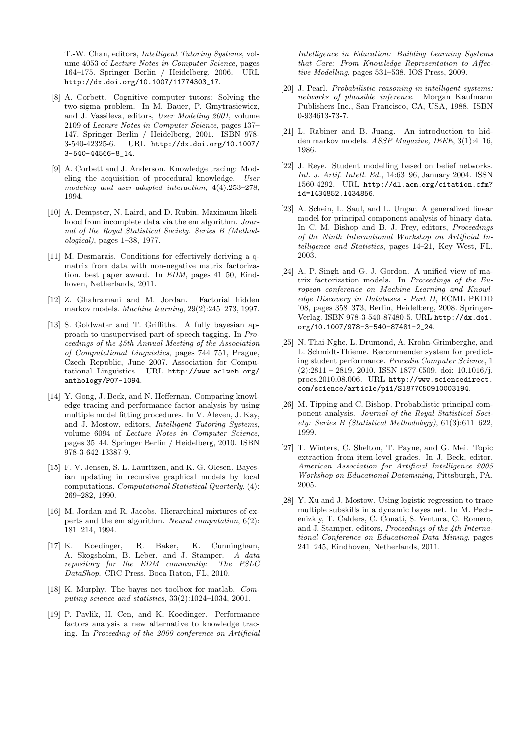T.-W. Chan, editors, *Intelligent Tutoring Systems*, volume 4053 of *Lecture Notes in Computer Science*, pages 164–175. Springer Berlin / Heidelberg, 2006. URL http://dx.doi.org/10.1007/11774303_17.

[8] A. Corbett. Cognitive computer tutors: Solving the two-sigma problem. In M. Bauer, P. Gmytrasiewicz, and J. Vassileva, editors, *User Modeling 2001*, volume 2109 of *Lecture Notes in Computer Science*, pages 137–147. Springer Berlin / Heidelberg, 2001. ISBN 978-3-540-42325-6. URL http://dx.doi.org/10.1007/3-540-44566-8_14.

[9] A. Corbett and J. Anderson. Knowledge tracing: Modeling the acquisition of procedural knowledge. *User modeling and user-adapted interaction*, 4(4):253–278, 1994.

[10] A. Dempster, N. Laird, and D. Rubin. Maximum likelihood from incomplete data via the em algorithm. *Journal of the Royal Statistical Society. Series B (Methodological)*, pages 1–38, 1977.

[11] M. Desmarais. Conditions for effectively deriving a q-matrix from data with non-negative matrix factorization. best paper award. In *EDM*, pages 41–50, Eindhoven, Netherlands, 2011.

[12] Z. Ghahramani and M. Jordan. Factorial hidden markov models. *Machine learning*, 29(2):245–273, 1997.

[13] S. Goldwater and T. Griffiths. A fully bayesian approach to unsupervised part-of-speech tagging. In *Proceedings of the 45th Annual Meeting of the Association of Computational Linguistics*, pages 744–751, Prague, Czech Republic, June 2007. Association for Computational Linguistics. URL http://www.aclweb.org/anthology/P07-1094.

[14] Y. Gong, J. Beck, and N. Heffernan. Comparing knowledge tracing and performance factor analysis by using multiple model fitting procedures. In V. Aleven, J. Kay, and J. Mostow, editors, *Intelligent Tutoring Systems*, volume 6094 of *Lecture Notes in Computer Science*, pages 35–44. Springer Berlin / Heidelberg, 2010. ISBN 978-3-642-13387-9.

[15] F. V. Jensen, S. L. Lauritzen, and K. G. Olesen. Bayesian updating in recursive graphical models by local computations. *Computational Statistical Quarterly*, (4): 269–282, 1990.

[16] M. Jordan and R. Jacobs. Hierarchical mixtures of experts and the em algorithm. *Neural computation*, 6(2): 181–214, 1994.

[17] K. Koedinger, R. Baker, K. Cunningham, A. Skogsholm, B. Leber, and J. Stamper. *A data repository for the EDM community: The PSLC DataShop*. CRC Press, Boca Raton, FL, 2010.

[18] K. Murphy. The bayes net toolbox for matlab. *Computing science and statistics*, 33(2):1024–1034, 2001.

[19] P. Pavlik, H. Cen, and K. Koedinger. Performance factors analysis–a new alternative to knowledge tracing. In *Proceeding of the 2009 conference on Artificial Intelligence in Education: Building Learning Systems that Care: From Knowledge Representation to Affective Modelling*, pages 531–538. IOS Press, 2009.

[20] J. Pearl. *Probabilistic reasoning in intelligent systems: networks of plausible inference*. Morgan Kaufmann Publishers Inc., San Francisco, CA, USA, 1988. ISBN 0-934613-73-7.

[21] L. Rabiner and B. Juang. An introduction to hidden markov models. *ASSP Magazine, IEEE*, 3(1):4–16, 1986.

[22] J. Reye. Student modelling based on belief networks. *Int. J. Artif. Intell. Ed.*, 14:63–96, January 2004. ISSN 1560-4292. URL http://dl.acm.org/citation.cfm?id=1434852.1434856.

[23] A. Schein, L. Saul, and L. Ungar. A generalized linear model for principal component analysis of binary data. In C. M. Bishop and B. J. Frey, editors, *Proceedings of the Ninth International Workshop on Artificial Intelligence and Statistics*, pages 14–21, Key West, FL, 2003.

[24] A. P. Singh and G. J. Gordon. A unified view of matrix factorization models. In *Proceedings of the European conference on Machine Learning and Knowledge Discovery in Databases - Part II*, ECML PKDD '08, pages 358–373, Berlin, Heidelberg, 2008. Springer-Verlag. ISBN 978-3-540-87480-5. URL http://dx.doi.org/10.1007/978-3-540-87481-2_24.

[25] N. Thai-Nghe, L. Drumond, A. Krohn-Grimberghe, and L. Schmidt-Thieme. Recommender system for predicting student performance. *Procedia Computer Science*, 1 (2):2811 – 2819, 2010. ISSN 1877-0509. doi: 10.1016/j.procs.2010.08.006. URL http://www.sciencedirect.com/science/article/pii/S1877050910003194.

[26] M. Tipping and C. Bishop. Probabilistic principal component analysis. *Journal of the Royal Statistical Society: Series B (Statistical Methodology)*, 61(3):611–622, 1999.

[27] T. Winters, C. Shelton, T. Payne, and G. Mei. Topic extraction from item-level grades. In J. Beck, editor, *American Association for Artificial Intelligence 2005 Workshop on Educational Datamining*, Pittsburgh, PA, 2005.

[28] Y. Xu and J. Mostow. Using logistic regression to trace multiple subskills in a dynamic bayes net. In M. Pechenizkiy, T. Calders, C. Conati, S. Ventura, C. Romero, and J. Stamper, editors, *Proceedings of the 4th International Conference on Educational Data Mining*, pages 241–245, Eindhoven, Netherlands, 2011.